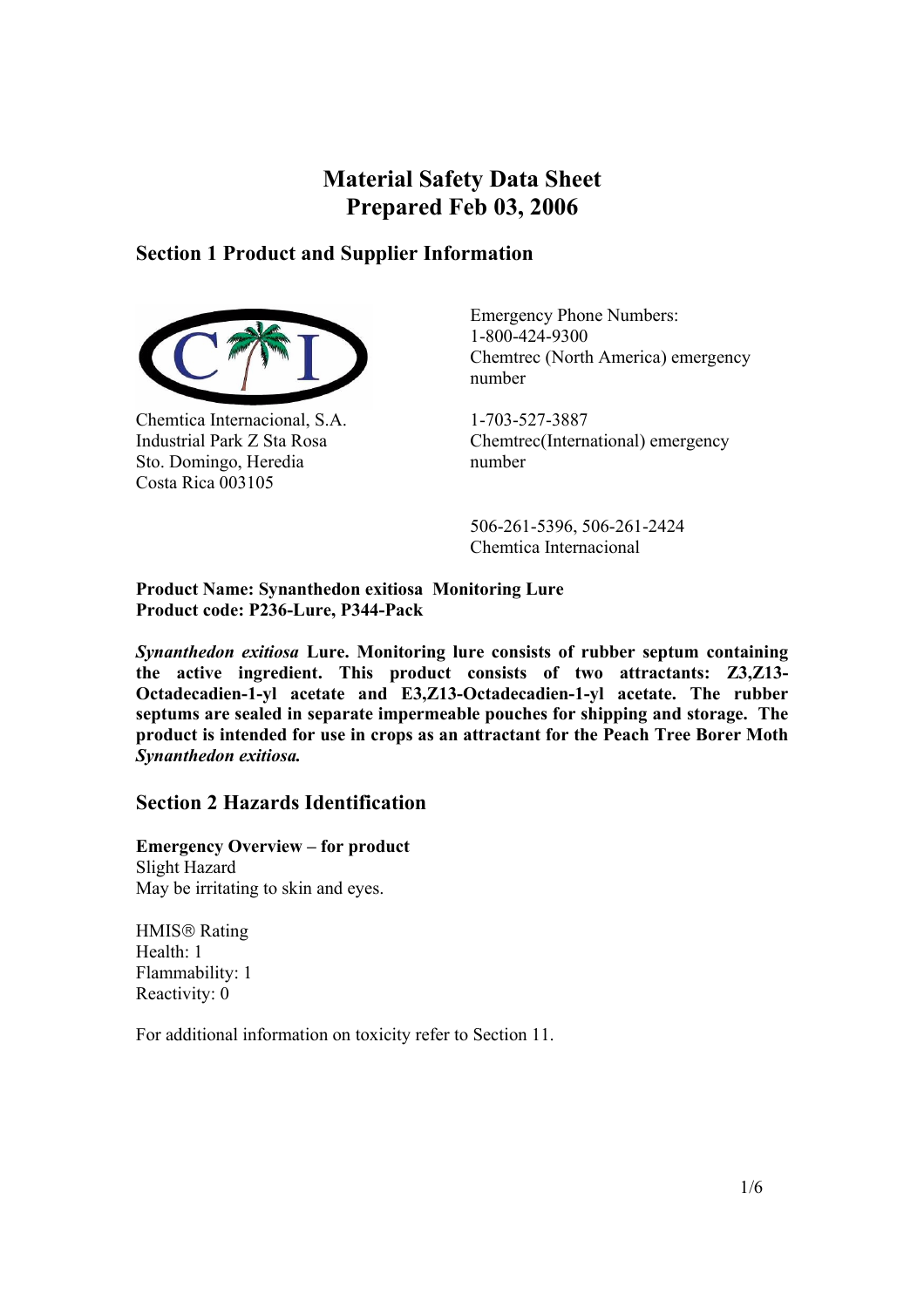# Material Safety Data Sheet
# Prepared Feb 03, 2006

## Section 1 Product and Supplier Information

Chemtica Internacional, S.A.
Industrial Park Z Sta Rosa
Sto. Domingo, Heredia
Costa Rica 003105

Emergency Phone Numbers:
1-800-424-9300
Chemtrec (North America) emergency number

1-703-527-3887
Chemtrec(International) emergency number

506-261-5396, 506-261-2424
Chemtica Internacional

**Product Name: Synanthedon exitiosa Monitoring Lure**
**Product code: P236-Lure, P344-Pack**

***Synanthedon exitiosa*** **Lure. Monitoring lure consists of rubber septum containing the active ingredient. This product consists of two attractants: Z3,Z13-Octadecadien-1-yl acetate and E3,Z13-Octadecadien-1-yl acetate. The rubber septums are sealed in separate impermeable pouches for shipping and storage. The product is intended for use in crops as an attractant for the Peach Tree Borer Moth** ***Synanthedon exitiosa.***

## Section 2 Hazards Identification

**Emergency Overview – for product**
Slight Hazard
May be irritating to skin and eyes.

HMIS® Rating
Health: 1
Flammability: 1
Reactivity: 0

For additional information on toxicity refer to Section 11.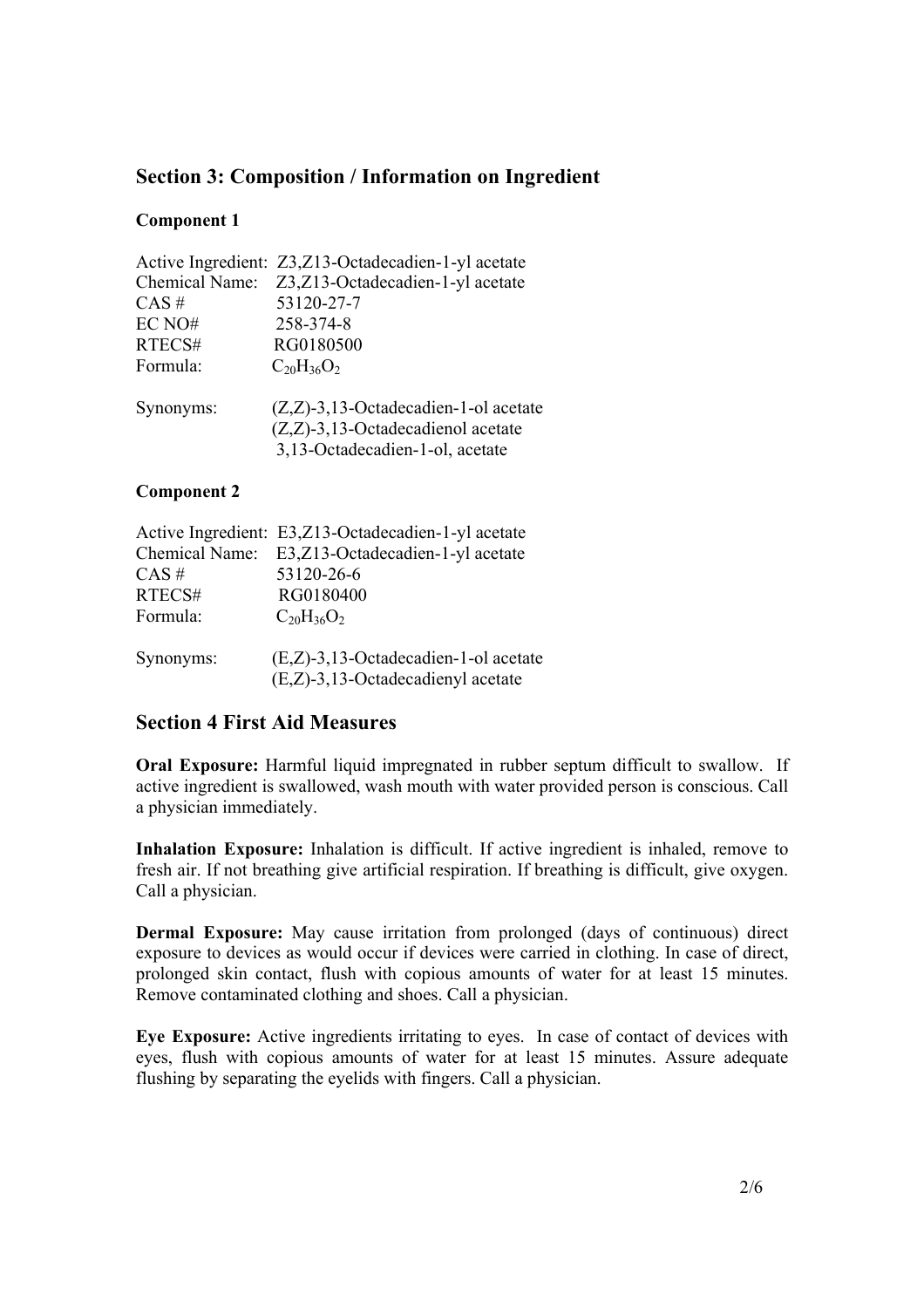## Section 3: Composition / Information on Ingredient

### Component 1

Active Ingredient: Z3,Z13-Octadecadien-1-yl acetate
Chemical Name: Z3,Z13-Octadecadien-1-yl acetate
CAS # 53120-27-7
EC NO# 258-374-8
RTECS# RG0180500
Formula: $C_{20}H_{36}O_2$

Synonyms:
(Z,Z)-3,13-Octadecadien-1-ol acetate
(Z,Z)-3,13-Octadecadienol acetate
3,13-Octadecadien-1-ol, acetate

### Component 2

Active Ingredient: E3,Z13-Octadecadien-1-yl acetate
Chemical Name: E3,Z13-Octadecadien-1-yl acetate
CAS # 53120-26-6
RTECS# RG0180400
Formula: $C_{20}H_{36}O_2$

Synonyms:
(E,Z)-3,13-Octadecadien-1-ol acetate
(E,Z)-3,13-Octadecadienyl acetate

## Section 4 First Aid Measures

**Oral Exposure:** Harmful liquid impregnated in rubber septum difficult to swallow. If active ingredient is swallowed, wash mouth with water provided person is conscious. Call a physician immediately.

**Inhalation Exposure:** Inhalation is difficult. If active ingredient is inhaled, remove to fresh air. If not breathing give artificial respiration. If breathing is difficult, give oxygen. Call a physician.

**Dermal Exposure:** May cause irritation from prolonged (days of continuous) direct exposure to devices as would occur if devices were carried in clothing. In case of direct, prolonged skin contact, flush with copious amounts of water for at least 15 minutes. Remove contaminated clothing and shoes. Call a physician.

**Eye Exposure:** Active ingredients irritating to eyes. In case of contact of devices with eyes, flush with copious amounts of water for at least 15 minutes. Assure adequate flushing by separating the eyelids with fingers. Call a physician.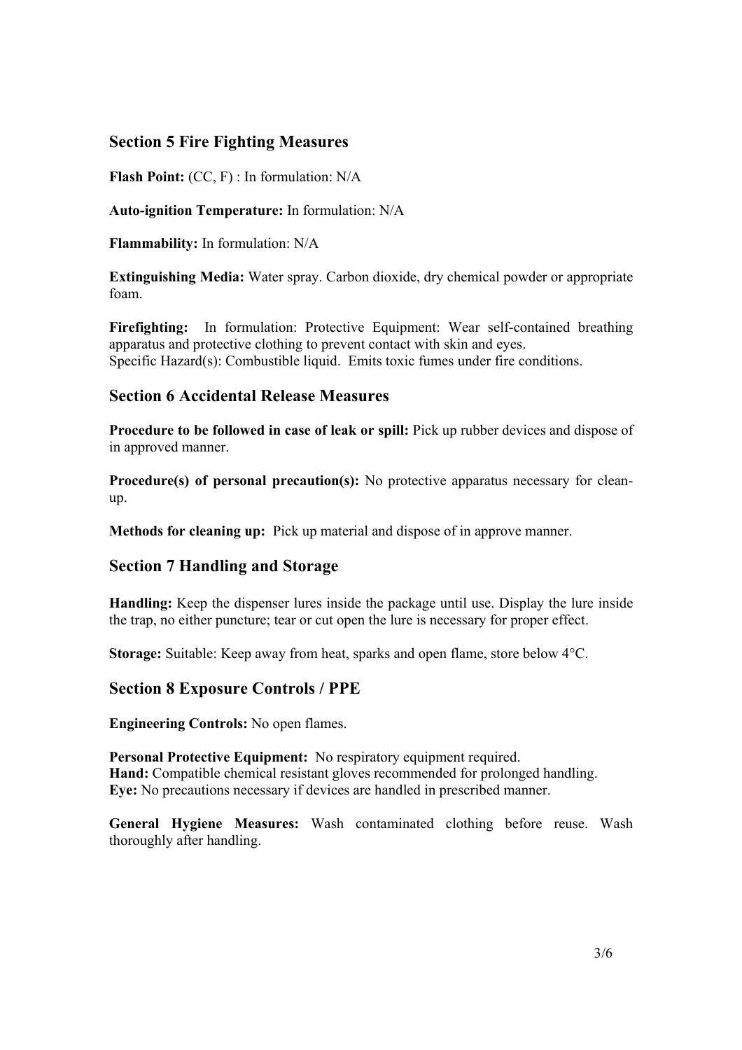## Section 5 Fire Fighting Measures

**Flash Point:** (CC, F) : In formulation: N/A

**Auto-ignition Temperature:** In formulation: N/A

**Flammability:** In formulation: N/A

**Extinguishing Media:** Water spray. Carbon dioxide, dry chemical powder or appropriate foam.

**Firefighting:** In formulation: Protective Equipment: Wear self-contained breathing apparatus and protective clothing to prevent contact with skin and eyes.
Specific Hazard(s): Combustible liquid. Emits toxic fumes under fire conditions.

## Section 6 Accidental Release Measures

**Procedure to be followed in case of leak or spill:** Pick up rubber devices and dispose of in approved manner.

**Procedure(s) of personal precaution(s):** No protective apparatus necessary for clean-up.

**Methods for cleaning up:** Pick up material and dispose of in approve manner.

## Section 7 Handling and Storage

**Handling:** Keep the dispenser lures inside the package until use. Display the lure inside the trap, no either puncture; tear or cut open the lure is necessary for proper effect.

**Storage:** Suitable: Keep away from heat, sparks and open flame, store below 4°C.

## Section 8 Exposure Controls / PPE

**Engineering Controls:** No open flames.

**Personal Protective Equipment:** No respiratory equipment required.
**Hand:** Compatible chemical resistant gloves recommended for prolonged handling.
**Eye:** No precautions necessary if devices are handled in prescribed manner.

**General Hygiene Measures:** Wash contaminated clothing before reuse. Wash thoroughly after handling.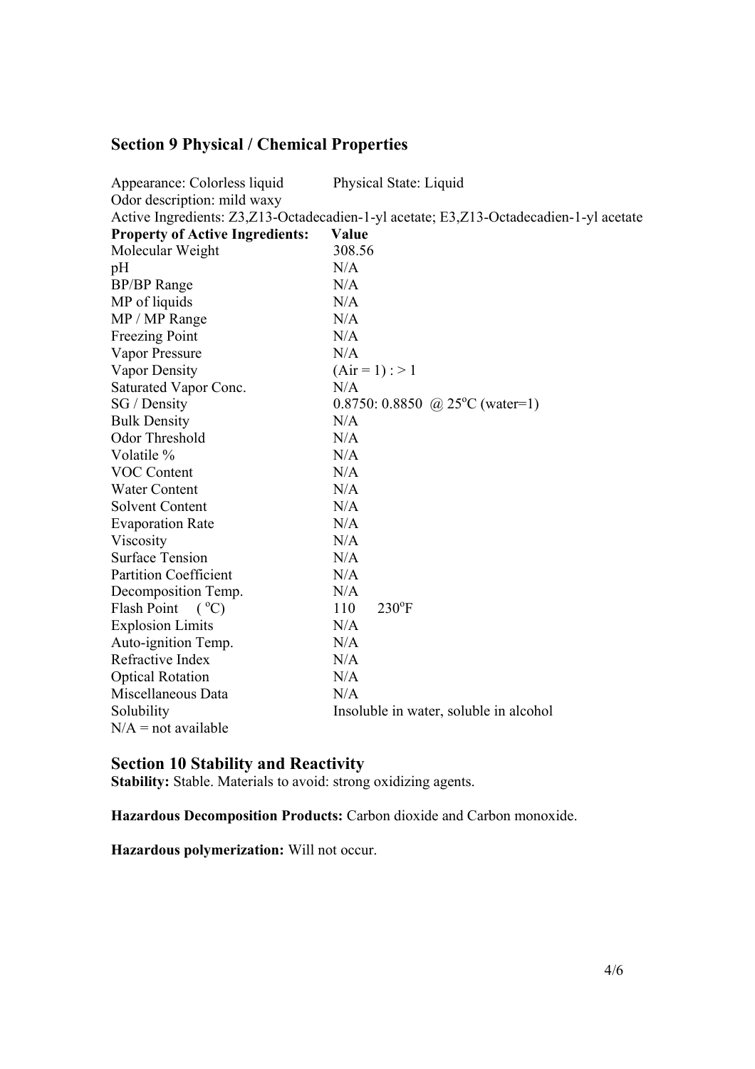## Section 9 Physical / Chemical Properties

Appearance: Colorless liquid Physical State: Liquid
Odor description: mild waxy
Active Ingredients: Z3,Z13-Octadecadien-1-yl acetate; E3,Z13-Octadecadien-1-yl acetate

| **Property of Active Ingredients:** | **Value** |
| --- | --- |
| Molecular Weight | 308.56 |
| pH | N/A |
| BP/BP Range | N/A |
| MP of liquids | N/A |
| MP / MP Range | N/A |
| Freezing Point | N/A |
| Vapor Pressure | N/A |
| Vapor Density | (Air = 1) : > 1 |
| Saturated Vapor Conc. | N/A |
| SG / Density | 0.8750: 0.8850 @ 25°C (water=1) |
| Bulk Density | N/A |
| Odor Threshold | N/A |
| Volatile % | N/A |
| VOC Content | N/A |
| Water Content | N/A |
| Solvent Content | N/A |
| Evaporation Rate | N/A |
| Viscosity | N/A |
| Surface Tension | N/A |
| Partition Coefficient | N/A |
| Decomposition Temp. | N/A |
| Flash Point (°C) | 110 230°F |
| Explosion Limits | N/A |
| Auto-ignition Temp. | N/A |
| Refractive Index | N/A |
| Optical Rotation | N/A |
| Miscellaneous Data | N/A |
| Solubility | Insoluble in water, soluble in alcohol |

N/A = not available

## Section 10 Stability and Reactivity

**Stability:** Stable. Materials to avoid: strong oxidizing agents.

**Hazardous Decomposition Products:** Carbon dioxide and Carbon monoxide.

**Hazardous polymerization:** Will not occur.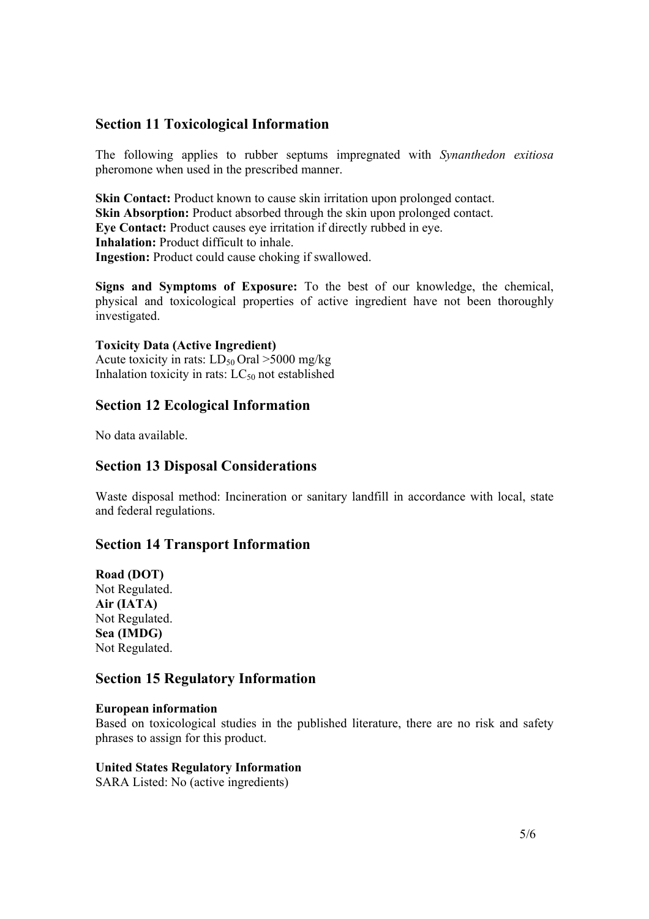## Section 11 Toxicological Information

The following applies to rubber septums impregnated with *Synanthedon exitiosa* pheromone when used in the prescribed manner.

**Skin Contact:** Product known to cause skin irritation upon prolonged contact.
**Skin Absorption:** Product absorbed through the skin upon prolonged contact.
**Eye Contact:** Product causes eye irritation if directly rubbed in eye.
**Inhalation:** Product difficult to inhale.
**Ingestion:** Product could cause choking if swallowed.

**Signs and Symptoms of Exposure:** To the best of our knowledge, the chemical, physical and toxicological properties of active ingredient have not been thoroughly investigated.

**Toxicity Data (Active Ingredient)**
Acute toxicity in rats: $LD_{50}$ Oral >5000 mg/kg
Inhalation toxicity in rats: $LC_{50}$ not established

## Section 12 Ecological Information

No data available.

## Section 13 Disposal Considerations

Waste disposal method: Incineration or sanitary landfill in accordance with local, state and federal regulations.

## Section 14 Transport Information

**Road (DOT)**
Not Regulated.
**Air (IATA)**
Not Regulated.
**Sea (IMDG)**
Not Regulated.

## Section 15 Regulatory Information

**European information**
Based on toxicological studies in the published literature, there are no risk and safety phrases to assign for this product.

**United States Regulatory Information**
SARA Listed: No (active ingredients)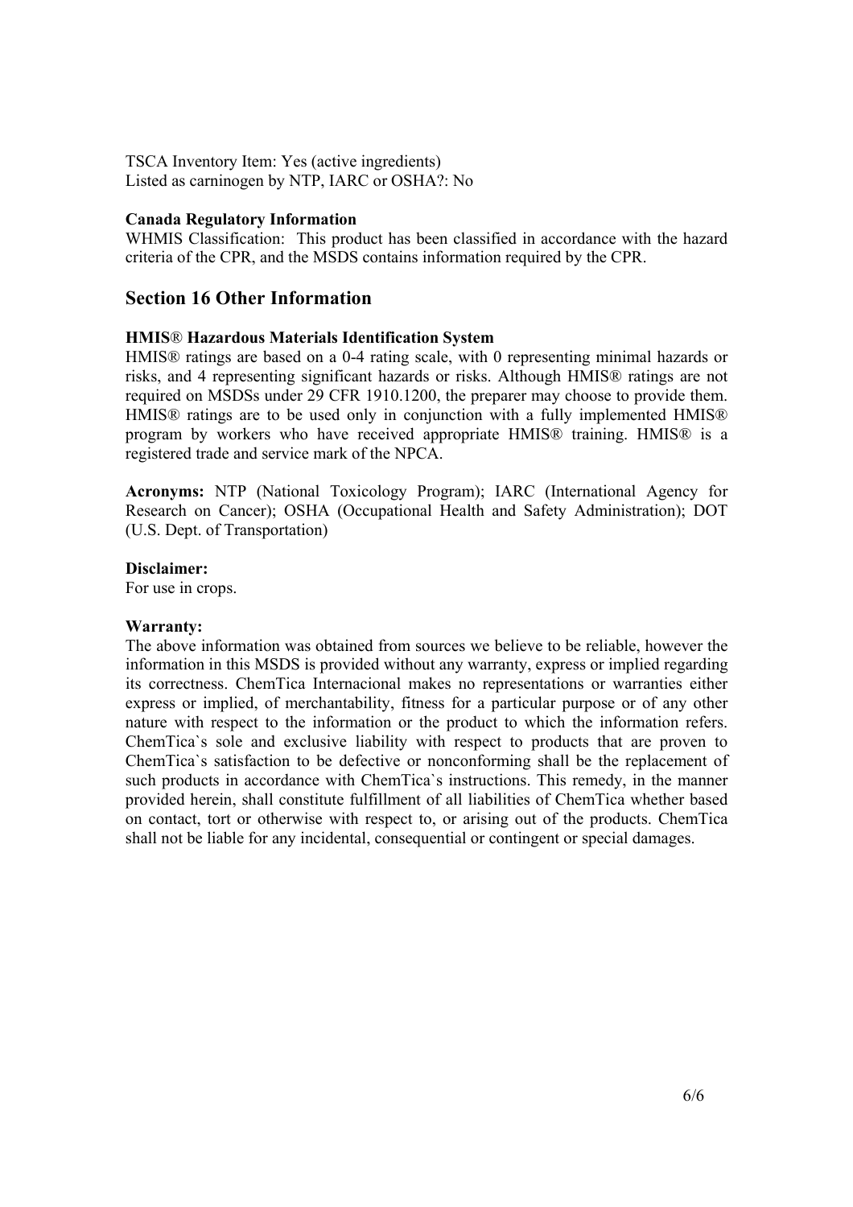TSCA Inventory Item: Yes (active ingredients)
Listed as carninogen by NTP, IARC or OSHA?: No

**Canada Regulatory Information**
WHMIS Classification: This product has been classified in accordance with the hazard criteria of the CPR, and the MSDS contains information required by the CPR.

## Section 16 Other Information

**HMIS® Hazardous Materials Identification System**
HMIS® ratings are based on a 0-4 rating scale, with 0 representing minimal hazards or risks, and 4 representing significant hazards or risks. Although HMIS® ratings are not required on MSDSs under 29 CFR 1910.1200, the preparer may choose to provide them. HMIS® ratings are to be used only in conjunction with a fully implemented HMIS® program by workers who have received appropriate HMIS® training. HMIS® is a registered trade and service mark of the NPCA.

**Acronyms:** NTP (National Toxicology Program); IARC (International Agency for Research on Cancer); OSHA (Occupational Health and Safety Administration); DOT (U.S. Dept. of Transportation)

**Disclaimer:**
For use in crops.

**Warranty:**
The above information was obtained from sources we believe to be reliable, however the information in this MSDS is provided without any warranty, express or implied regarding its correctness. ChemTica Internacional makes no representations or warranties either express or implied, of merchantability, fitness for a particular purpose or of any other nature with respect to the information or the product to which the information refers. ChemTica`s sole and exclusive liability with respect to products that are proven to ChemTica`s satisfaction to be defective or nonconforming shall be the replacement of such products in accordance with ChemTica`s instructions. This remedy, in the manner provided herein, shall constitute fulfillment of all liabilities of ChemTica whether based on contact, tort or otherwise with respect to, or arising out of the products. ChemTica shall not be liable for any incidental, consequential or contingent or special damages.